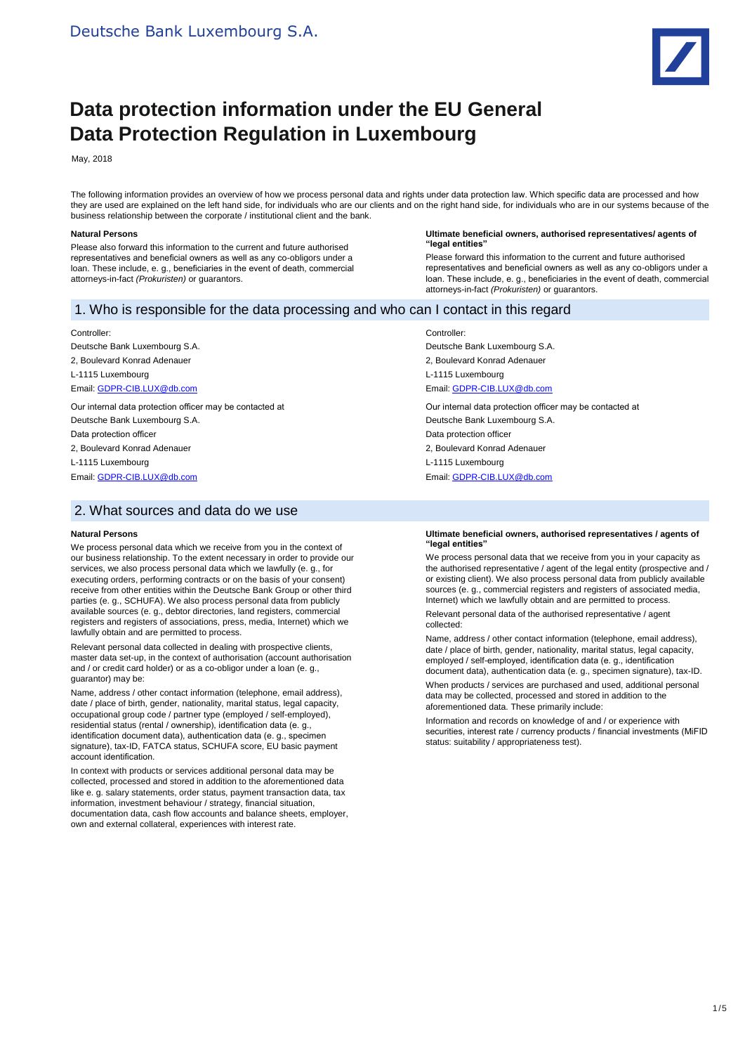Deutsche Bank Luxembourg S.A.

# Data protection information under the EU General Data Protection Regulation in Luxembourg

May, 2018

The following information provides an overview of how we process personal data and rights under data protection law. Which specific data are processed and how they are used are explained on the left hand side, for individuals who are our clients and on the right hand side, for individuals who are in our systems because of the business relationship between the corporate / institutional client and the bank.

**Natural Persons**

Please also forward this information to the current and future authorised representatives and beneficial owners as well as any co-obligors under a loan. These include, e. g., beneficiaries in the event of death, commercial attorneys-in-fact *(Prokuristen)* or guarantors.

**Ultimate beneficial owners, authorised representatives/ agents of "legal entities"**

Please forward this information to the current and future authorised representatives and beneficial owners as well as any co-obligors under a loan. These include, e. g., beneficiaries in the event of death, commercial attorneys-in-fact *(Prokuristen)* or guarantors.

## 1. Who is responsible for the data processing and who can I contact in this regard

**Natural Persons**

Controller:

Deutsche Bank Luxembourg S.A.

2, Boulevard Konrad Adenauer

L-1115 Luxembourg

Email: GDPR-CIB.LUX@db.com

Our internal data protection officer may be contacted at

Deutsche Bank Luxembourg S.A.

Data protection officer

2, Boulevard Konrad Adenauer

L-1115 Luxembourg

Email: GDPR-CIB.LUX@db.com

**Ultimate beneficial owners, authorised representatives/ agents of "legal entities"**

Controller:

Deutsche Bank Luxembourg S.A.

2, Boulevard Konrad Adenauer

L-1115 Luxembourg

Email: GDPR-CIB.LUX@db.com

Our internal data protection officer may be contacted at

Deutsche Bank Luxembourg S.A.

Data protection officer

2, Boulevard Konrad Adenauer

L-1115 Luxembourg

Email: GDPR-CIB.LUX@db.com

## 2. What sources and data do we use

**Natural Persons**

We process personal data which we receive from you in the context of our business relationship. To the extent necessary in order to provide our services, we also process personal data which we lawfully (e. g., for executing orders, performing contracts or on the basis of your consent) receive from other entities within the Deutsche Bank Group or other third parties (e. g., SCHUFA). We also process personal data from publicly available sources (e. g., debtor directories, land registers, commercial registers and registers of associations, press, media, Internet) which we lawfully obtain and are permitted to process.

Relevant personal data collected in dealing with prospective clients, master data set-up, in the context of authorisation (account authorisation and / or credit card holder) or as a co-obligor under a loan (e. g., guarantor) may be:

Name, address / other contact information (telephone, email address), date / place of birth, gender, nationality, marital status, legal capacity, occupational group code / partner type (employed / self-employed), residential status (rental / ownership), identification data (e. g., identification document data), authentication data (e. g., specimen signature), tax-ID, FATCA status, SCHUFA score, EU basic payment account identification.

In context with products or services additional personal data may be collected, processed and stored in addition to the aforementioned data like e. g. salary statements, order status, payment transaction data, tax information, investment behaviour / strategy, financial situation, documentation data, cash flow accounts and balance sheets, employer, own and external collateral, experiences with interest rate.

**Ultimate beneficial owners, authorised representatives / agents of "legal entities"**

We process personal data that we receive from you in your capacity as the authorised representative / agent of the legal entity (prospective and / or existing client). We also process personal data from publicly available sources (e. g., commercial registers and registers of associated media, Internet) which we lawfully obtain and are permitted to process.

Relevant personal data of the authorised representative / agent collected:

Name, address / other contact information (telephone, email address), date / place of birth, gender, nationality, marital status, legal capacity, employed / self-employed, identification data (e. g., identification document data), authentication data (e. g., specimen signature), tax-ID.

When products / services are purchased and used, additional personal data may be collected, processed and stored in addition to the aforementioned data. These primarily include:

Information and records on knowledge of and / or experience with securities, interest rate / currency products / financial investments (MiFID status: suitability / appropriateness test).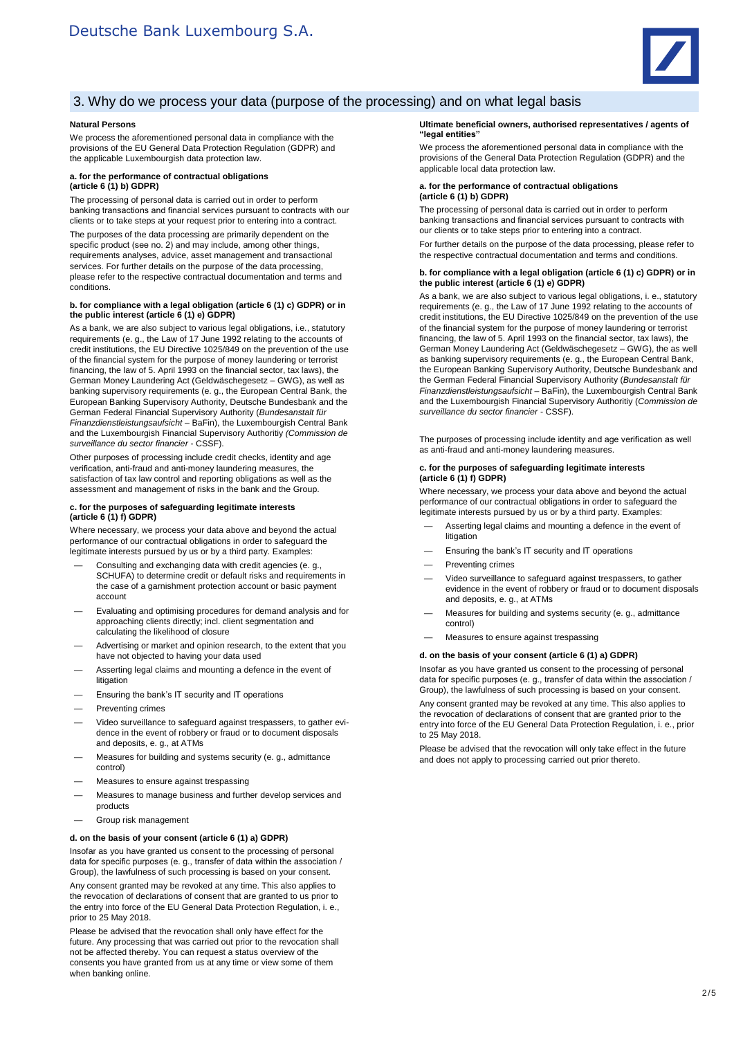## 3. Why do we process your data (purpose of the processing) and on what legal basis

### Natural Persons

We process the aforementioned personal data in compliance with the provisions of the EU General Data Protection Regulation (GDPR) and the applicable Luxembourgish data protection law.

**a. for the performance of contractual obligations (article 6 (1) b) GDPR)**

The processing of personal data is carried out in order to perform banking transactions and financial services pursuant to contracts with our clients or to take steps at your request prior to entering into a contract.

The purposes of the data processing are primarily dependent on the specific product (see no. 2) and may include, among other things, requirements analyses, advice, asset management and transactional services. For further details on the purpose of the data processing, please refer to the respective contractual documentation and terms and conditions.

**b. for compliance with a legal obligation (article 6 (1) c) GDPR) or in the public interest (article 6 (1) e) GDPR)**

As a bank, we are also subject to various legal obligations, i.e., statutory requirements (e. g., the Law of 17 June 1992 relating to the accounts of credit institutions, the EU Directive 1025/849 on the prevention of the use of the financial system for the purpose of money laundering or terrorist financing, the law of 5. April 1993 on the financial sector, tax laws), the German Money Laundering Act (Geldwäschegesetz – GWG), as well as banking supervisory requirements (e. g., the European Central Bank, the European Banking Supervisory Authority, Deutsche Bundesbank and the German Federal Financial Supervisory Authority (*Bundesanstalt für Finanzdienstleistungsaufsicht* – BaFin), the Luxembourgish Central Bank and the Luxembourgish Financial Supervisory Authoritiy *(Commission de surveillance du sector financier* - CSSF).

Other purposes of processing include credit checks, identity and age verification, anti-fraud and anti-money laundering measures, the satisfaction of tax law control and reporting obligations as well as the assessment and management of risks in the bank and the Group.

**c. for the purposes of safeguarding legitimate interests (article 6 (1) f) GDPR)**

Where necessary, we process your data above and beyond the actual performance of our contractual obligations in order to safeguard the legitimate interests pursued by us or by a third party. Examples:

- Consulting and exchanging data with credit agencies (e. g., SCHUFA) to determine credit or default risks and requirements in the case of a garnishment protection account or basic payment account
- Evaluating and optimising procedures for demand analysis and for approaching clients directly; incl. client segmentation and calculating the likelihood of closure
- Advertising or market and opinion research, to the extent that you have not objected to having your data used
- Asserting legal claims and mounting a defence in the event of litigation
- Ensuring the bank's IT security and IT operations
- Preventing crimes
- Video surveillance to safeguard against trespassers, to gather evidence in the event of robbery or fraud or to document disposals and deposits, e. g., at ATMs
- Measures for building and systems security (e. g., admittance control)
- Measures to ensure against trespassing
- Measures to manage business and further develop services and products
- Group risk management

**d. on the basis of your consent (article 6 (1) a) GDPR)**

Insofar as you have granted us consent to the processing of personal data for specific purposes (e. g., transfer of data within the association / Group), the lawfulness of such processing is based on your consent.

Any consent granted may be revoked at any time. This also applies to the revocation of declarations of consent that are granted to us prior to the entry into force of the EU General Data Protection Regulation, i. e., prior to 25 May 2018.

Please be advised that the revocation shall only have effect for the future. Any processing that was carried out prior to the revocation shall not be affected thereby. You can request a status overview of the consents you have granted from us at any time or view some of them when banking online.

### Ultimate beneficial owners, authorised representatives / agents of "legal entities"

We process the aforementioned personal data in compliance with the provisions of the General Data Protection Regulation (GDPR) and the applicable local data protection law.

**a. for the performance of contractual obligations (article 6 (1) b) GDPR)**

The processing of personal data is carried out in order to perform banking transactions and financial services pursuant to contracts with our clients or to take steps prior to entering into a contract.

For further details on the purpose of the data processing, please refer to the respective contractual documentation and terms and conditions.

**b. for compliance with a legal obligation (article 6 (1) c) GDPR) or in the public interest (article 6 (1) e) GDPR)**

As a bank, we are also subject to various legal obligations, i. e., statutory requirements (e. g., the Law of 17 June 1992 relating to the accounts of credit institutions, the EU Directive 1025/849 on the prevention of the use of the financial system for the purpose of money laundering or terrorist financing, the law of 5. April 1993 on the financial sector, tax laws), the German Money Laundering Act (Geldwäschegesetz – GWG), the as well as banking supervisory requirements (e. g., the European Central Bank, the European Banking Supervisory Authority, Deutsche Bundesbank and the German Federal Financial Supervisory Authority (*Bundesanstalt für Finanzdienstleistungsaufsicht* – BaFin), the Luxembourgish Central Bank and the Luxembourgish Financial Supervisory Authoritiy (*Commission de surveillance du sector financier* - CSSF).

The purposes of processing include identity and age verification as well as anti-fraud and anti-money laundering measures.

**c. for the purposes of safeguarding legitimate interests (article 6 (1) f) GDPR)**

Where necessary, we process your data above and beyond the actual performance of our contractual obligations in order to safeguard the legitimate interests pursued by us or by a third party. Examples:

- Asserting legal claims and mounting a defence in the event of litigation
- Ensuring the bank's IT security and IT operations
- Preventing crimes
- Video surveillance to safeguard against trespassers, to gather evidence in the event of robbery or fraud or to document disposals and deposits, e. g., at ATMs
- Measures for building and systems security (e. g., admittance control)
- Measures to ensure against trespassing

**d. on the basis of your consent (article 6 (1) a) GDPR)**

Insofar as you have granted us consent to the processing of personal data for specific purposes (e. g., transfer of data within the association / Group), the lawfulness of such processing is based on your consent.

Any consent granted may be revoked at any time. This also applies to the revocation of declarations of consent that are granted prior to the entry into force of the EU General Data Protection Regulation, i. e., prior to 25 May 2018.

Please be advised that the revocation will only take effect in the future and does not apply to processing carried out prior thereto.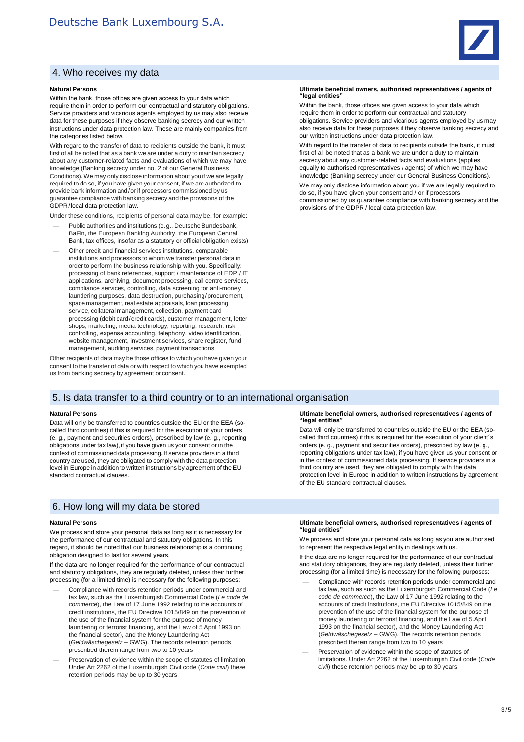## 4. Who receives my data

### Natural Persons

Within the bank, those offices are given access to your data which require them in order to perform our contractual and statutory obligations. Service providers and vicarious agents employed by us may also receive data for these purposes if they observe banking secrecy and our written instructions under data protection law. These are mainly companies from the categories listed below.

With regard to the transfer of data to recipients outside the bank, it must first of all be noted that as a bank we are under a duty to maintain secrecy about any customer-related facts and evaluations of which we may have knowledge (Banking secrecy under no. 2 of our General Business Conditions). We may only disclose information about you if we are legally required to do so, if you have given your consent, if we are authorized to provide bank information and/or if processors commissioned by us guarantee compliance with banking secrecy and the provisions of the GDPR/local data protection law.

Under these conditions, recipients of personal data may be, for example:

- Public authorities and institutions (e.g., Deutsche Bundesbank, BaFin, the European Banking Authority, the European Central Bank, tax offices, insofar as a statutory or official obligation exists)
- Other credit and financial services institutions, comparable institutions and processors to whom we transfer personal data in order to perform the business relationship with you. Specifically: processing of bank references, support / maintenance of EDP / IT applications, archiving, document processing, call centre services, compliance services, controlling, data screening for anti-money laundering purposes, data destruction, purchasing/procurement, space management, real estate appraisals, loan processing service, collateral management, collection, payment card processing (debit card/credit cards), customer management, letter shops, marketing, media technology, reporting, research, risk controlling, expense accounting, telephony, video identification, website management, investment services, share register, fund management, auditing services, payment transactions

Other recipients of data may be those offices to which you have given your consent to the transfer of data or with respect to which you have exempted us from banking secrecy by agreement or consent.

### Ultimate beneficial owners, authorised representatives / agents of "legal entities"

Within the bank, those offices are given access to your data which require them in order to perform our contractual and statutory obligations. Service providers and vicarious agents employed by us may also receive data for these purposes if they observe banking secrecy and our written instructions under data protection law.

With regard to the transfer of data to recipients outside the bank, it must first of all be noted that as a bank we are under a duty to maintain secrecy about any customer-related facts and evaluations (applies equally to authorised representatives / agents) of which we may have knowledge (Banking secrecy under our General Business Conditions).

We may only disclose information about you if we are legally required to do so, if you have given your consent and / or if processors commissioned by us guarantee compliance with banking secrecy and the provisions of the GDPR / local data protection law.

## 5. Is data transfer to a third country or to an international organisation

### Natural Persons

Data will only be transferred to countries outside the EU or the EEA (so-called third countries) if this is required for the execution of your orders (e. g., payment and securities orders), prescribed by law (e. g., reporting obligations under tax law), if you have given us your consent or in the context of commissioned data processing. If service providers in a third country are used, they are obligated to comply with the data protection level in Europe in addition to written instructions by agreement of the EU standard contractual clauses.

### Ultimate beneficial owners, authorised representatives / agents of "legal entities"

Data will only be transferred to countries outside the EU or the EEA (so-called third countries) if this is required for the execution of your client´s orders (e. g., payment and securities orders), prescribed by law (e. g., reporting obligations under tax law), if you have given us your consent or in the context of commissioned data processing. If service providers in a third country are used, they are obligated to comply with the data protection level in Europe in addition to written instructions by agreement of the EU standard contractual clauses.

## 6. How long will my data be stored

### Natural Persons

We process and store your personal data as long as it is necessary for the performance of our contractual and statutory obligations. In this regard, it should be noted that our business relationship is a continuing obligation designed to last for several years.

If the data are no longer required for the performance of our contractual and statutory obligations, they are regularly deleted, unless their further processing (for a limited time) is necessary for the following purposes:

- Compliance with records retention periods under commercial and tax law, such as the Luxemburgish Commercial Code (*Le code de commerce*), the Law of 17 June 1992 relating to the accounts of credit institutions, the EU Directive 1015/849 on the prevention of the use of the financial system for the purpose of money laundering or terrorist financing, and the Law of 5.April 1993 on the financial sector), and the Money Laundering Act (*Geldwäschegesetz* – GWG). The records retention periods prescribed therein range from two to 10 years
- Preservation of evidence within the scope of statutes of limitation Under Art 2262 of the Luxemburgish Civil code (*Code civil*) these retention periods may be up to 30 years

### Ultimate beneficial owners, authorised representatives / agents of "legal entities"

We process and store your personal data as long as you are authorised to represent the respective legal entity in dealings with us.

If the data are no longer required for the performance of our contractual and statutory obligations, they are regularly deleted, unless their further processing (for a limited time) is necessary for the following purposes:

- Compliance with records retention periods under commercial and tax law, such as such as the Luxemburgish Commercial Code (*Le code de commerce*), the Law of 17 June 1992 relating to the accounts of credit institutions, the EU Directive 1015/849 on the prevention of the use of the financial system for the purpose of money laundering or terrorist financing, and the Law of 5.April 1993 on the financial sector), and the Money Laundering Act (*Geldwäschegesetz* – GWG). The records retention periods prescribed therein range from two to 10 years
- Preservation of evidence within the scope of statutes of limitations. Under Art 2262 of the Luxemburgish Civil code (*Code civil*) these retention periods may be up to 30 years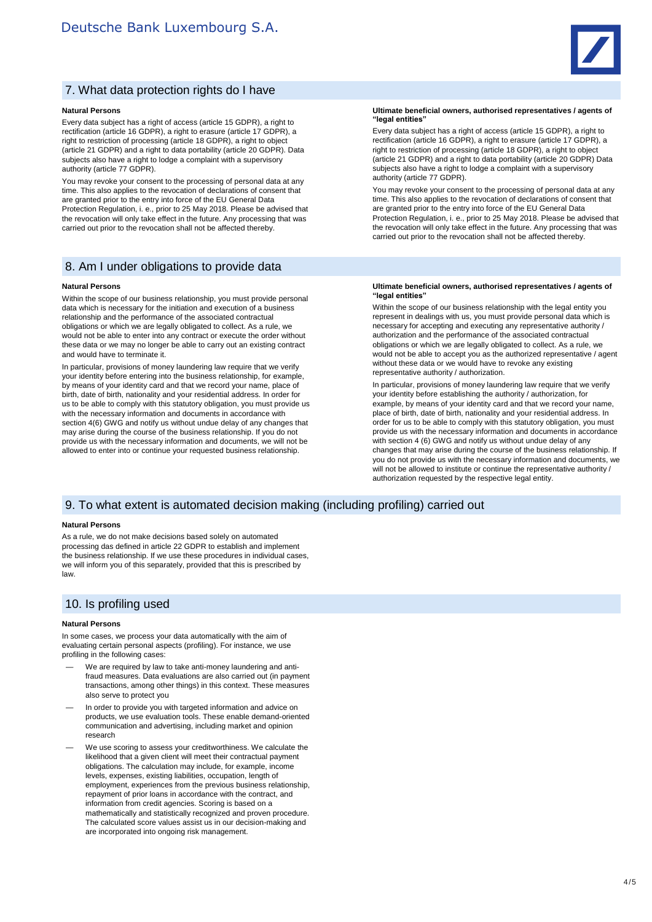## 7. What data protection rights do I have

**Natural Persons**

Every data subject has a right of access (article 15 GDPR), a right to rectification (article 16 GDPR), a right to erasure (article 17 GDPR), a right to restriction of processing (article 18 GDPR), a right to object (article 21 GDPR) and a right to data portability (article 20 GDPR). Data subjects also have a right to lodge a complaint with a supervisory authority (article 77 GDPR).

You may revoke your consent to the processing of personal data at any time. This also applies to the revocation of declarations of consent that are granted prior to the entry into force of the EU General Data Protection Regulation, i. e., prior to 25 May 2018. Please be advised that the revocation will only take effect in the future. Any processing that was carried out prior to the revocation shall not be affected thereby.

**Ultimate beneficial owners, authorised representatives / agents of "legal entities"**

Every data subject has a right of access (article 15 GDPR), a right to rectification (article 16 GDPR), a right to erasure (article 17 GDPR), a right to restriction of processing (article 18 GDPR), a right to object (article 21 GDPR) and a right to data portability (article 20 GDPR) Data subjects also have a right to lodge a complaint with a supervisory authority (article 77 GDPR).

You may revoke your consent to the processing of personal data at any time. This also applies to the revocation of declarations of consent that are granted prior to the entry into force of the EU General Data Protection Regulation, i. e., prior to 25 May 2018. Please be advised that the revocation will only take effect in the future. Any processing that was carried out prior to the revocation shall not be affected thereby.

## 8. Am I under obligations to provide data

**Natural Persons**

Within the scope of our business relationship, you must provide personal data which is necessary for the initiation and execution of a business relationship and the performance of the associated contractual obligations or which we are legally obligated to collect. As a rule, we would not be able to enter into any contract or execute the order without these data or we may no longer be able to carry out an existing contract and would have to terminate it.

In particular, provisions of money laundering law require that we verify your identity before entering into the business relationship, for example, by means of your identity card and that we record your name, place of birth, date of birth, nationality and your residential address. In order for us to be able to comply with this statutory obligation, you must provide us with the necessary information and documents in accordance with section 4(6) GWG and notify us without undue delay of any changes that may arise during the course of the business relationship. If you do not provide us with the necessary information and documents, we will not be allowed to enter into or continue your requested business relationship.

**Ultimate beneficial owners, authorised representatives / agents of "legal entities"**

Within the scope of our business relationship with the legal entity you represent in dealings with us, you must provide personal data which is necessary for accepting and executing any representative authority / authorization and the performance of the associated contractual obligations or which we are legally obligated to collect. As a rule, we would not be able to accept you as the authorized representative / agent without these data or we would have to revoke any existing representative authority / authorization.

In particular, provisions of money laundering law require that we verify your identity before establishing the authority / authorization, for example, by means of your identity card and that we record your name, place of birth, date of birth, nationality and your residential address. In order for us to be able to comply with this statutory obligation, you must provide us with the necessary information and documents in accordance with section 4 (6) GWG and notify us without undue delay of any changes that may arise during the course of the business relationship. If you do not provide us with the necessary information and documents, we will not be allowed to institute or continue the representative authority / authorization requested by the respective legal entity.

## 9. To what extent is automated decision making (including profiling) carried out

**Natural Persons**

As a rule, we do not make decisions based solely on automated processing das defined in article 22 GDPR to establish and implement the business relationship. If we use these procedures in individual cases, we will inform you of this separately, provided that this is prescribed by law.

## 10. Is profiling used

**Natural Persons**

In some cases, we process your data automatically with the aim of evaluating certain personal aspects (profiling). For instance, we use profiling in the following cases:

- We are required by law to take anti-money laundering and anti-fraud measures. Data evaluations are also carried out (in payment transactions, among other things) in this context. These measures also serve to protect you
- In order to provide you with targeted information and advice on products, we use evaluation tools. These enable demand-oriented communication and advertising, including market and opinion research
- We use scoring to assess your creditworthiness. We calculate the likelihood that a given client will meet their contractual payment obligations. The calculation may include, for example, income levels, expenses, existing liabilities, occupation, length of employment, experiences from the previous business relationship, repayment of prior loans in accordance with the contract, and information from credit agencies. Scoring is based on a mathematically and statistically recognized and proven procedure. The calculated score values assist us in our decision-making and are incorporated into ongoing risk management.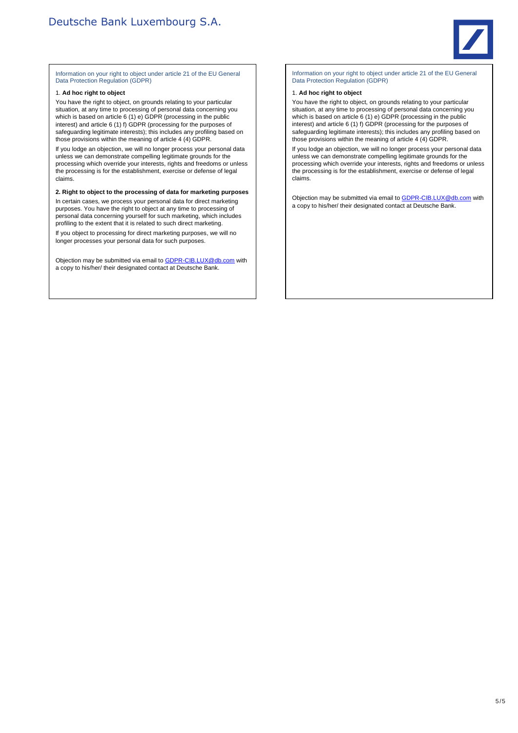# Deutsche Bank Luxembourg S.A.

Information on your right to object under article 21 of the EU General Data Protection Regulation (GDPR)

1. **Ad hoc right to object**

You have the right to object, on grounds relating to your particular situation, at any time to processing of personal data concerning you which is based on article 6 (1) e) GDPR (processing in the public interest) and article 6 (1) f) GDPR (processing for the purposes of safeguarding legitimate interests); this includes any profiling based on those provisions within the meaning of article 4 (4) GDPR.

If you lodge an objection, we will no longer process your personal data unless we can demonstrate compelling legitimate grounds for the processing which override your interests, rights and freedoms or unless the processing is for the establishment, exercise or defense of legal claims.

**2. Right to object to the processing of data for marketing purposes**

In certain cases, we process your personal data for direct marketing purposes. You have the right to object at any time to processing of personal data concerning yourself for such marketing, which includes profiling to the extent that it is related to such direct marketing.

If you object to processing for direct marketing purposes, we will no longer processes your personal data for such purposes.

Objection may be submitted via email to GDPR-CIB.LUX@db.com with a copy to his/her/ their designated contact at Deutsche Bank.

Information on your right to object under article 21 of the EU General Data Protection Regulation (GDPR)

1. **Ad hoc right to object**

You have the right to object, on grounds relating to your particular situation, at any time to processing of personal data concerning you which is based on article 6 (1) e) GDPR (processing in the public interest) and article 6 (1) f) GDPR (processing for the purposes of safeguarding legitimate interests); this includes any profiling based on those provisions within the meaning of article 4 (4) GDPR.

If you lodge an objection, we will no longer process your personal data unless we can demonstrate compelling legitimate grounds for the processing which override your interests, rights and freedoms or unless the processing is for the establishment, exercise or defense of legal claims.

Objection may be submitted via email to GDPR-CIB.LUX@db.com with a copy to his/her/ their designated contact at Deutsche Bank.